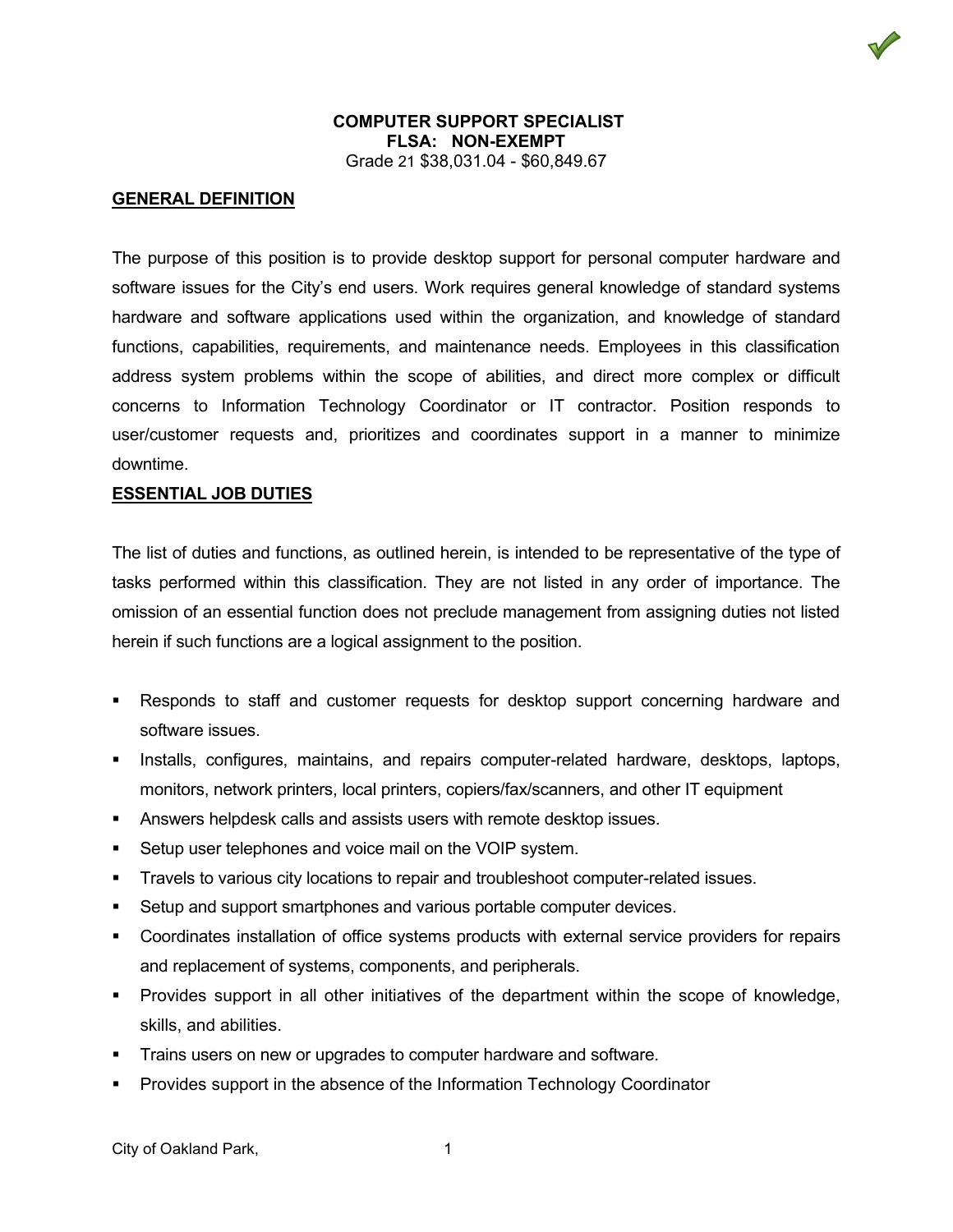# COMPUTER SUPPORT SPECIALIST

**FLSA: NON-EXEMPT**

Grade 21 $38,031.04 - $60,849.67

## GENERAL DEFINITION

The purpose of this position is to provide desktop support for personal computer hardware and software issues for the City's end users. Work requires general knowledge of standard systems hardware and software applications used within the organization, and knowledge of standard functions, capabilities, requirements, and maintenance needs. Employees in this classification address system problems within the scope of abilities, and direct more complex or difficult concerns to Information Technology Coordinator or IT contractor. Position responds to user/customer requests and, prioritizes and coordinates support in a manner to minimize downtime.

## ESSENTIAL JOB DUTIES

The list of duties and functions, as outlined herein, is intended to be representative of the type of tasks performed within this classification. They are not listed in any order of importance. The omission of an essential function does not preclude management from assigning duties not listed herein if such functions are a logical assignment to the position.

- Responds to staff and customer requests for desktop support concerning hardware and software issues.
- Installs, configures, maintains, and repairs computer-related hardware, desktops, laptops, monitors, network printers, local printers, copiers/fax/scanners, and other IT equipment
- Answers helpdesk calls and assists users with remote desktop issues.
- Setup user telephones and voice mail on the VOIP system.
- Travels to various city locations to repair and troubleshoot computer-related issues.
- Setup and support smartphones and various portable computer devices.
- Coordinates installation of office systems products with external service providers for repairs and replacement of systems, components, and peripherals.
- Provides support in all other initiatives of the department within the scope of knowledge, skills, and abilities.
- Trains users on new or upgrades to computer hardware and software.
- Provides support in the absence of the Information Technology Coordinator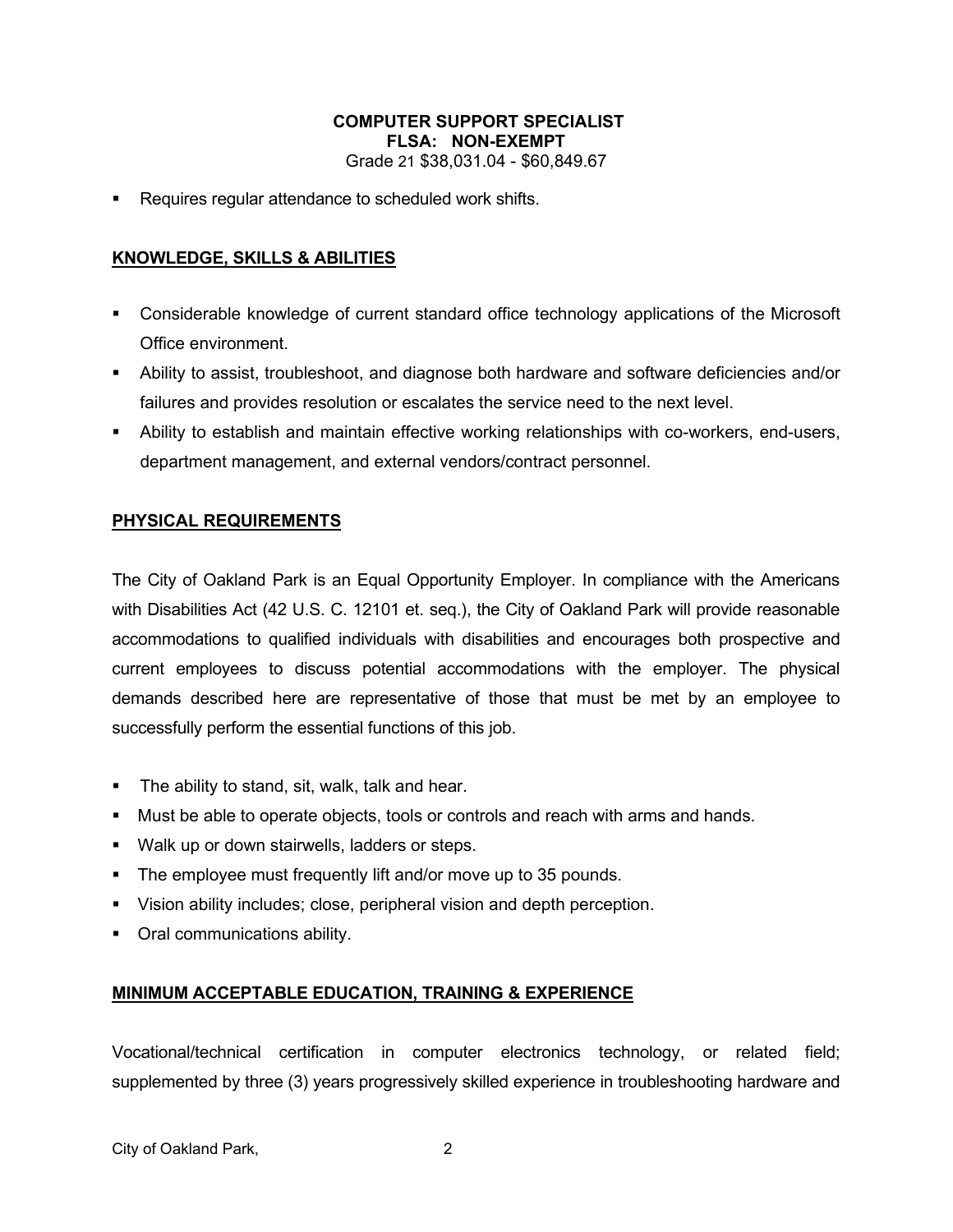**COMPUTER SUPPORT SPECIALIST**
**FLSA: NON-EXEMPT**
Grade 21 $38,031.04 - $60,849.67

- Requires regular attendance to scheduled work shifts.

## KNOWLEDGE, SKILLS & ABILITIES

- Considerable knowledge of current standard office technology applications of the Microsoft Office environment.
- Ability to assist, troubleshoot, and diagnose both hardware and software deficiencies and/or failures and provides resolution or escalates the service need to the next level.
- Ability to establish and maintain effective working relationships with co-workers, end-users, department management, and external vendors/contract personnel.

## PHYSICAL REQUIREMENTS

The City of Oakland Park is an Equal Opportunity Employer. In compliance with the Americans with Disabilities Act (42 U.S. C. 12101 et. seq.), the City of Oakland Park will provide reasonable accommodations to qualified individuals with disabilities and encourages both prospective and current employees to discuss potential accommodations with the employer. The physical demands described here are representative of those that must be met by an employee to successfully perform the essential functions of this job.

- The ability to stand, sit, walk, talk and hear.
- Must be able to operate objects, tools or controls and reach with arms and hands.
- Walk up or down stairwells, ladders or steps.
- The employee must frequently lift and/or move up to 35 pounds.
- Vision ability includes; close, peripheral vision and depth perception.
- Oral communications ability.

## MINIMUM ACCEPTABLE EDUCATION, TRAINING & EXPERIENCE

Vocational/technical certification in computer electronics technology, or related field; supplemented by three (3) years progressively skilled experience in troubleshooting hardware and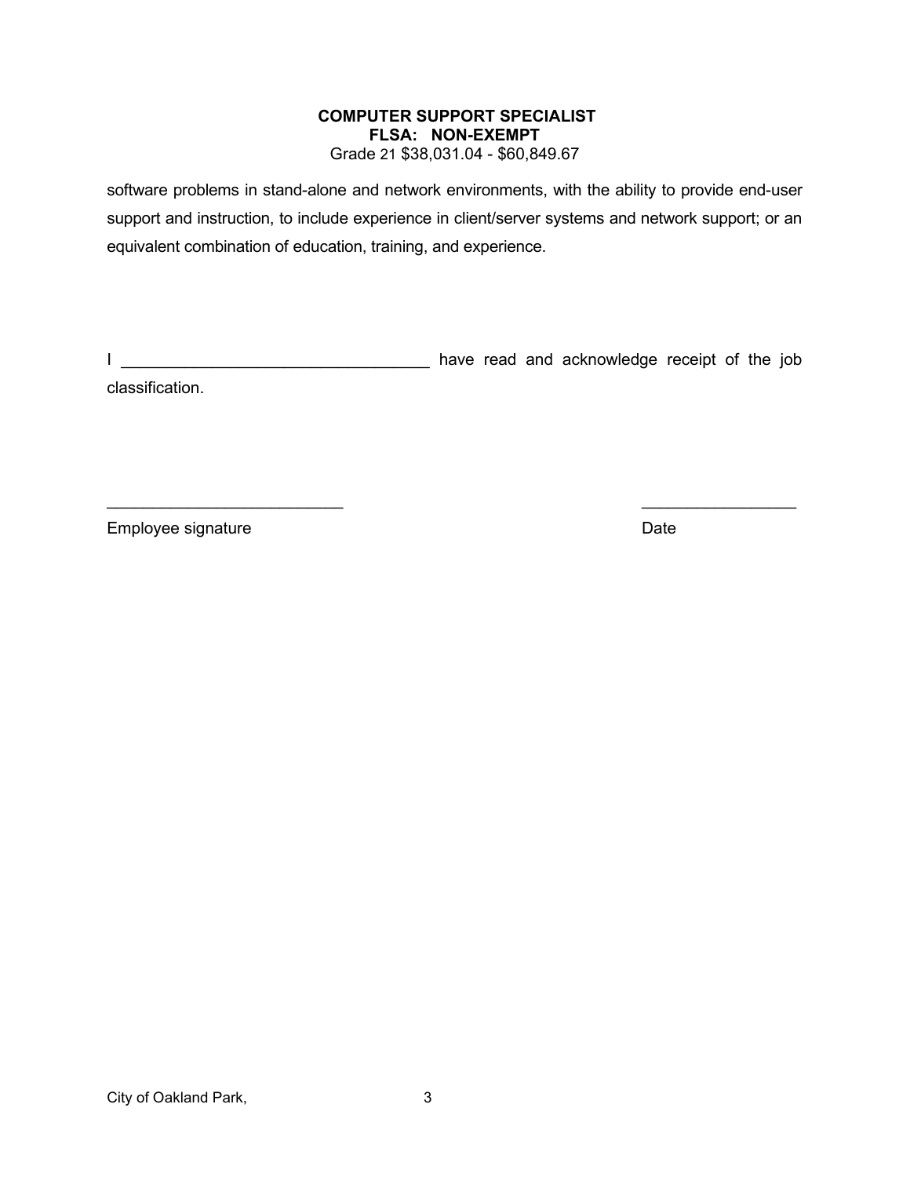**COMPUTER SUPPORT SPECIALIST**
**FLSA: NON-EXEMPT**
Grade 21 $38,031.04 - $60,849.67

software problems in stand-alone and network environments, with the ability to provide end-user support and instruction, to include experience in client/server systems and network support; or an equivalent combination of education, training, and experience.

I __________________________________ have read and acknowledge receipt of the job classification.

__________________________ _________________

Employee signature Date